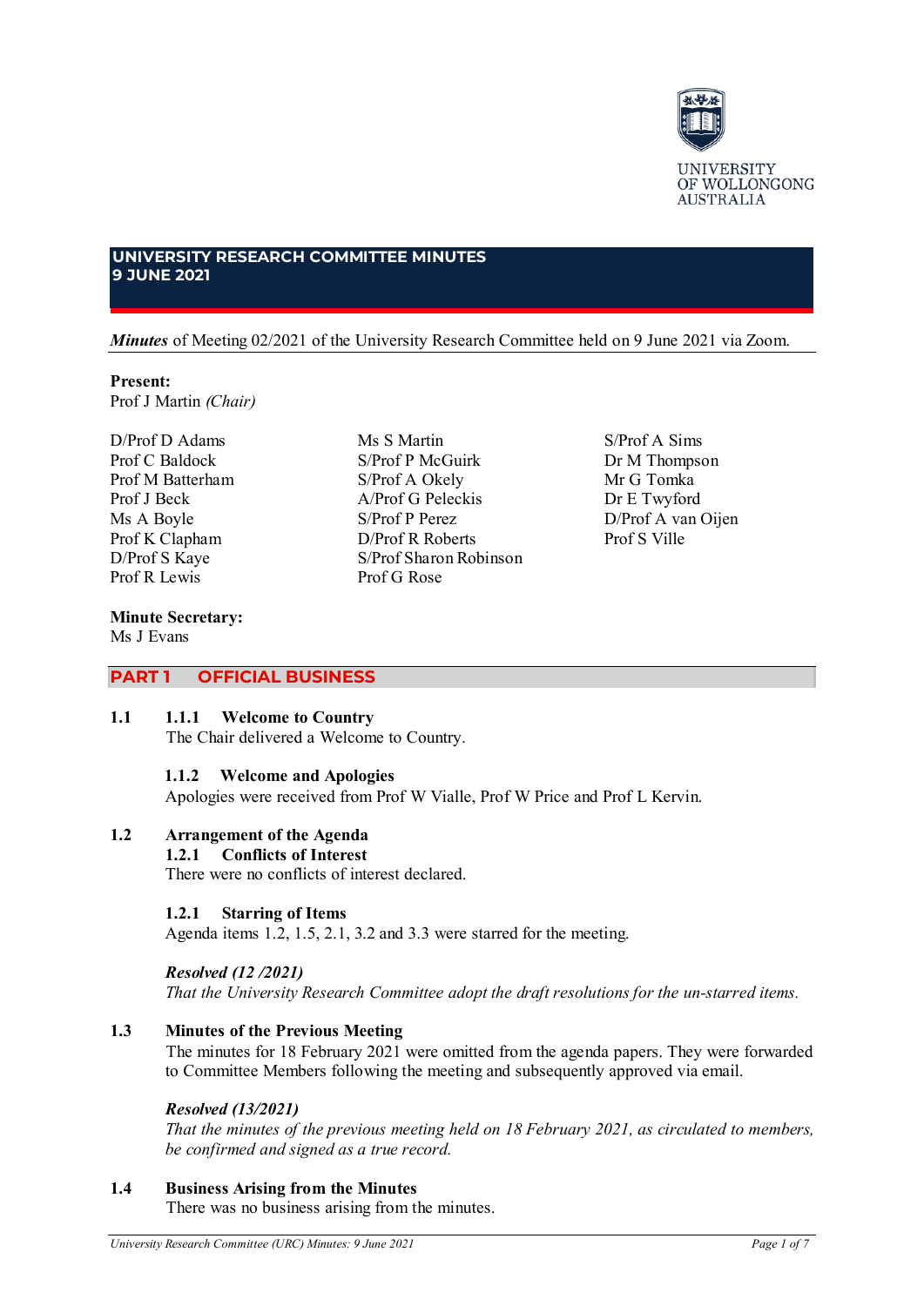UNIVERSITY OF WOLLONGONG AUSTRALIA

# UNIVERSITY RESEARCH COMMITTEE MINUTES
# 9 JUNE 2021

***Minutes*** of Meeting 02/2021 of the University Research Committee held on 9 June 2021 via Zoom.

**Present:**
Prof J Martin *(Chair)*

D/Prof D Adams
Prof C Baldock
Prof M Batterham
Prof J Beck
Ms A Boyle
Prof K Clapham
D/Prof S Kaye
Prof R Lewis
Ms S Martin
S/Prof P McGuirk
S/Prof A Okely
A/Prof G Peleckis
S/Prof P Perez
D/Prof R Roberts
S/Prof Sharon Robinson
Prof G Rose
S/Prof A Sims
Dr M Thompson
Mr G Tomka
Dr E Twyford
D/Prof A van Oijen
Prof S Ville

**Minute Secretary:**
Ms J Evans

## PART 1 OFFICIAL BUSINESS

### 1.1

#### 1.1.1 Welcome to Country
The Chair delivered a Welcome to Country.

#### 1.1.2 Welcome and Apologies
Apologies were received from Prof W Vialle, Prof W Price and Prof L Kervin.

### 1.2 Arrangement of the Agenda

#### 1.2.1 Conflicts of Interest
There were no conflicts of interest declared.

#### 1.2.1 Starring of Items
Agenda items 1.2, 1.5, 2.1, 3.2 and 3.3 were starred for the meeting.

***Resolved (12 /2021)***
*That the University Research Committee adopt the draft resolutions for the un-starred items.*

### 1.3 Minutes of the Previous Meeting
The minutes for 18 February 2021 were omitted from the agenda papers. They were forwarded to Committee Members following the meeting and subsequently approved via email.

***Resolved (13/2021)***
*That the minutes of the previous meeting held on 18 February 2021, as circulated to members, be confirmed and signed as a true record.*

### 1.4 Business Arising from the Minutes
There was no business arising from the minutes.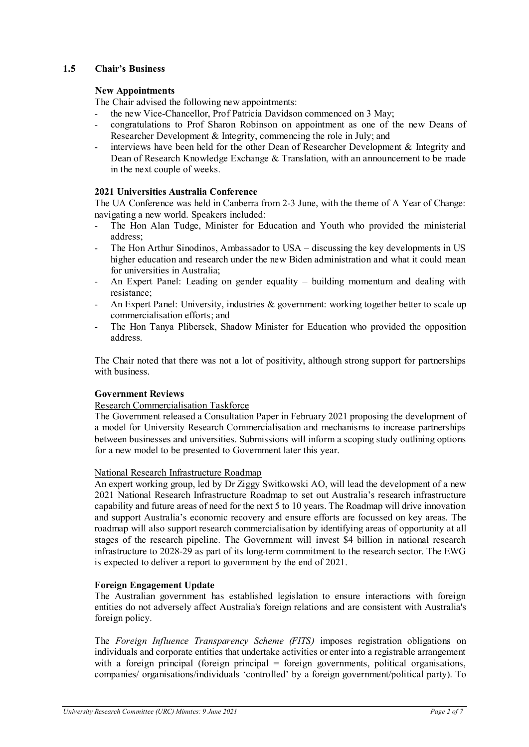## 1.5 Chair's Business

**New Appointments**

The Chair advised the following new appointments:

- the new Vice-Chancellor, Prof Patricia Davidson commenced on 3 May;
- congratulations to Prof Sharon Robinson on appointment as one of the new Deans of Researcher Development & Integrity, commencing the role in July; and
- interviews have been held for the other Dean of Researcher Development & Integrity and Dean of Research Knowledge Exchange & Translation, with an announcement to be made in the next couple of weeks.

**2021 Universities Australia Conference**

The UA Conference was held in Canberra from 2-3 June, with the theme of A Year of Change: navigating a new world. Speakers included:

- The Hon Alan Tudge, Minister for Education and Youth who provided the ministerial address;
- The Hon Arthur Sinodinos, Ambassador to USA – discussing the key developments in US higher education and research under the new Biden administration and what it could mean for universities in Australia;
- An Expert Panel: Leading on gender equality – building momentum and dealing with resistance;
- An Expert Panel: University, industries & government: working together better to scale up commercialisation efforts; and
- The Hon Tanya Plibersek, Shadow Minister for Education who provided the opposition address.

The Chair noted that there was not a lot of positivity, although strong support for partnerships with business.

**Government Reviews**

<u>Research Commercialisation Taskforce</u>

The Government released a Consultation Paper in February 2021 proposing the development of a model for University Research Commercialisation and mechanisms to increase partnerships between businesses and universities. Submissions will inform a scoping study outlining options for a new model to be presented to Government later this year.

<u>National Research Infrastructure Roadmap</u>

An expert working group, led by Dr Ziggy Switkowski AO, will lead the development of a new 2021 National Research Infrastructure Roadmap to set out Australia's research infrastructure capability and future areas of need for the next 5 to 10 years. The Roadmap will drive innovation and support Australia's economic recovery and ensure efforts are focussed on key areas. The roadmap will also support research commercialisation by identifying areas of opportunity at all stages of the research pipeline. The Government will invest $4 billion in national research infrastructure to 2028-29 as part of its long-term commitment to the research sector. The EWG is expected to deliver a report to government by the end of 2021.

**Foreign Engagement Update**

The Australian government has established legislation to ensure interactions with foreign entities do not adversely affect Australia's foreign relations and are consistent with Australia's foreign policy.

The *Foreign Influence Transparency Scheme (FITS)* imposes registration obligations on individuals and corporate entities that undertake activities or enter into a registrable arrangement with a foreign principal (foreign principal = foreign governments, political organisations, companies/ organisations/individuals 'controlled' by a foreign government/political party). To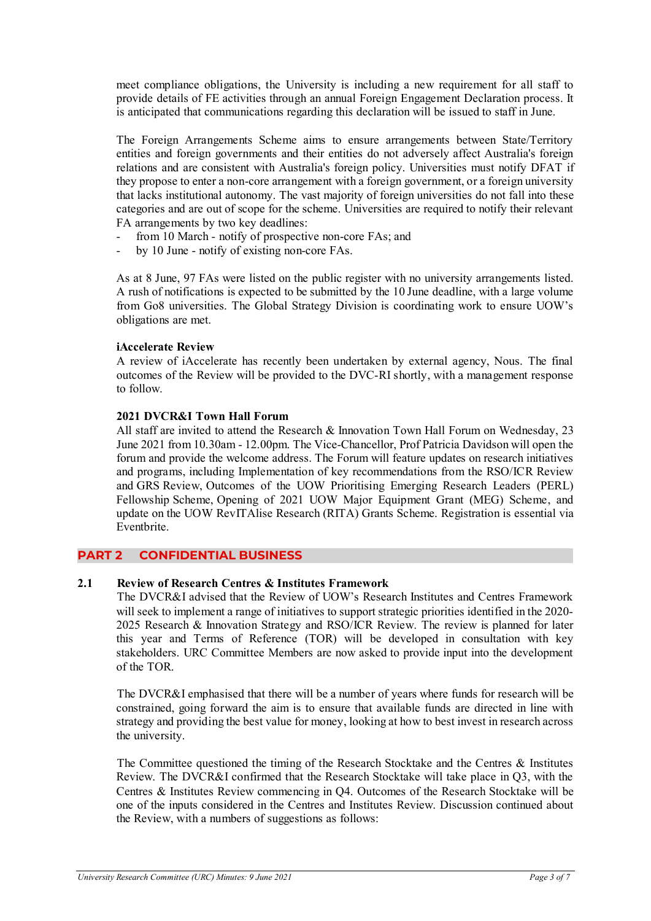meet compliance obligations, the University is including a new requirement for all staff to provide details of FE activities through an annual Foreign Engagement Declaration process. It is anticipated that communications regarding this declaration will be issued to staff in June.

The Foreign Arrangements Scheme aims to ensure arrangements between State/Territory entities and foreign governments and their entities do not adversely affect Australia's foreign relations and are consistent with Australia's foreign policy. Universities must notify DFAT if they propose to enter a non-core arrangement with a foreign government, or a foreign university that lacks institutional autonomy. The vast majority of foreign universities do not fall into these categories and are out of scope for the scheme. Universities are required to notify their relevant FA arrangements by two key deadlines:

- from 10 March - notify of prospective non-core FAs; and
- by 10 June - notify of existing non-core FAs.

As at 8 June, 97 FAs were listed on the public register with no university arrangements listed. A rush of notifications is expected to be submitted by the 10 June deadline, with a large volume from Go8 universities. The Global Strategy Division is coordinating work to ensure UOW's obligations are met.

**iAccelerate Review**
A review of iAccelerate has recently been undertaken by external agency, Nous. The final outcomes of the Review will be provided to the DVC-RI shortly, with a management response to follow.

**2021 DVCR&I Town Hall Forum**
All staff are invited to attend the Research & Innovation Town Hall Forum on Wednesday, 23 June 2021 from 10.30am - 12.00pm. The Vice-Chancellor, Prof Patricia Davidson will open the forum and provide the welcome address. The Forum will feature updates on research initiatives and programs, including Implementation of key recommendations from the RSO/ICR Review and GRS Review, Outcomes of the UOW Prioritising Emerging Research Leaders (PERL) Fellowship Scheme, Opening of 2021 UOW Major Equipment Grant (MEG) Scheme, and update on the UOW RevITAlise Research (RITA) Grants Scheme. Registration is essential via Eventbrite.

## PART 2 CONFIDENTIAL BUSINESS

### 2.1 Review of Research Centres & Institutes Framework

The DVCR&I advised that the Review of UOW's Research Institutes and Centres Framework will seek to implement a range of initiatives to support strategic priorities identified in the 2020-2025 Research & Innovation Strategy and RSO/ICR Review. The review is planned for later this year and Terms of Reference (TOR) will be developed in consultation with key stakeholders. URC Committee Members are now asked to provide input into the development of the TOR.

The DVCR&I emphasised that there will be a number of years where funds for research will be constrained, going forward the aim is to ensure that available funds are directed in line with strategy and providing the best value for money, looking at how to best invest in research across the university.

The Committee questioned the timing of the Research Stocktake and the Centres & Institutes Review. The DVCR&I confirmed that the Research Stocktake will take place in Q3, with the Centres & Institutes Review commencing in Q4. Outcomes of the Research Stocktake will be one of the inputs considered in the Centres and Institutes Review. Discussion continued about the Review, with a numbers of suggestions as follows: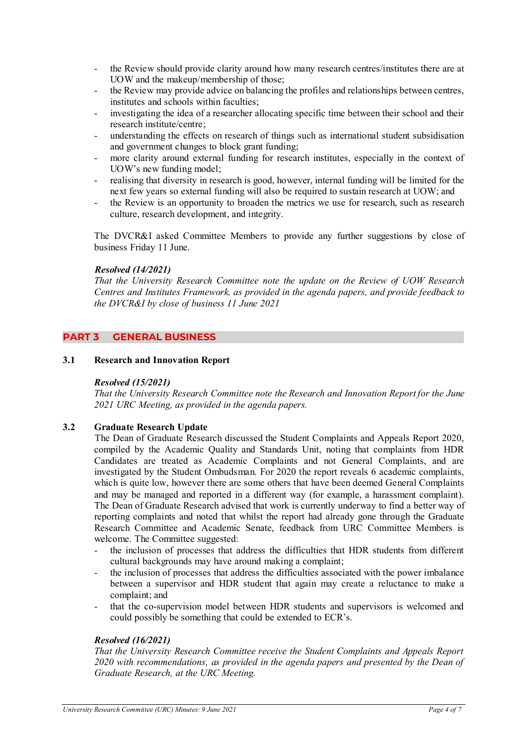- the Review should provide clarity around how many research centres/institutes there are at UOW and the makeup/membership of those;
- the Review may provide advice on balancing the profiles and relationships between centres, institutes and schools within faculties;
- investigating the idea of a researcher allocating specific time between their school and their research institute/centre;
- understanding the effects on research of things such as international student subsidisation and government changes to block grant funding;
- more clarity around external funding for research institutes, especially in the context of UOW's new funding model;
- realising that diversity in research is good, however, internal funding will be limited for the next few years so external funding will also be required to sustain research at UOW; and
- the Review is an opportunity to broaden the metrics we use for research, such as research culture, research development, and integrity.

The DVCR&I asked Committee Members to provide any further suggestions by close of business Friday 11 June.

***Resolved (14/2021)***
*That the University Research Committee note the update on the Review of UOW Research Centres and Institutes Framework, as provided in the agenda papers, and provide feedback to the DVCR&I by close of business 11 June 2021*

## PART 3 GENERAL BUSINESS

### 3.1 Research and Innovation Report

***Resolved (15/2021)***
*That the University Research Committee note the Research and Innovation Report for the June 2021 URC Meeting, as provided in the agenda papers.*

### 3.2 Graduate Research Update

The Dean of Graduate Research discussed the Student Complaints and Appeals Report 2020, compiled by the Academic Quality and Standards Unit, noting that complaints from HDR Candidates are treated as Academic Complaints and not General Complaints, and are investigated by the Student Ombudsman. For 2020 the report reveals 6 academic complaints, which is quite low, however there are some others that have been deemed General Complaints and may be managed and reported in a different way (for example, a harassment complaint). The Dean of Graduate Research advised that work is currently underway to find a better way of reporting complaints and noted that whilst the report had already gone through the Graduate Research Committee and Academic Senate, feedback from URC Committee Members is welcome. The Committee suggested:

- the inclusion of processes that address the difficulties that HDR students from different cultural backgrounds may have around making a complaint;
- the inclusion of processes that address the difficulties associated with the power imbalance between a supervisor and HDR student that again may create a reluctance to make a complaint; and
- that the co-supervision model between HDR students and supervisors is welcomed and could possibly be something that could be extended to ECR's.

***Resolved (16/2021)***
*That the University Research Committee receive the Student Complaints and Appeals Report 2020 with recommendations, as provided in the agenda papers and presented by the Dean of Graduate Research, at the URC Meeting.*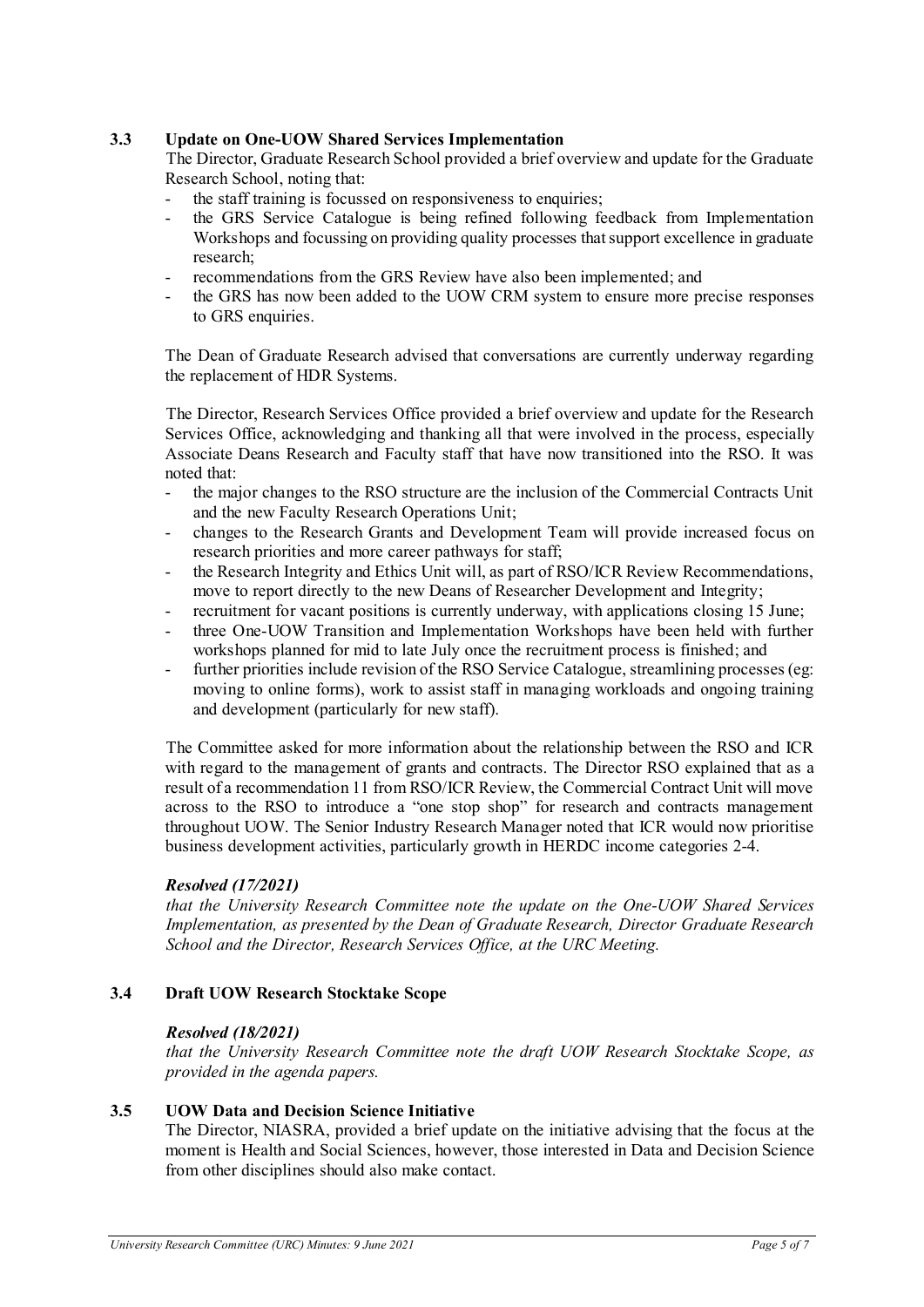### 3.3 Update on One-UOW Shared Services Implementation

The Director, Graduate Research School provided a brief overview and update for the Graduate Research School, noting that:

- the staff training is focussed on responsiveness to enquiries;
- the GRS Service Catalogue is being refined following feedback from Implementation Workshops and focussing on providing quality processes that support excellence in graduate research;
- recommendations from the GRS Review have also been implemented; and
- the GRS has now been added to the UOW CRM system to ensure more precise responses to GRS enquiries.

The Dean of Graduate Research advised that conversations are currently underway regarding the replacement of HDR Systems.

The Director, Research Services Office provided a brief overview and update for the Research Services Office, acknowledging and thanking all that were involved in the process, especially Associate Deans Research and Faculty staff that have now transitioned into the RSO. It was noted that:

- the major changes to the RSO structure are the inclusion of the Commercial Contracts Unit and the new Faculty Research Operations Unit;
- changes to the Research Grants and Development Team will provide increased focus on research priorities and more career pathways for staff;
- the Research Integrity and Ethics Unit will, as part of RSO/ICR Review Recommendations, move to report directly to the new Deans of Researcher Development and Integrity;
- recruitment for vacant positions is currently underway, with applications closing 15 June;
- three One-UOW Transition and Implementation Workshops have been held with further workshops planned for mid to late July once the recruitment process is finished; and
- further priorities include revision of the RSO Service Catalogue, streamlining processes (eg: moving to online forms), work to assist staff in managing workloads and ongoing training and development (particularly for new staff).

The Committee asked for more information about the relationship between the RSO and ICR with regard to the management of grants and contracts. The Director RSO explained that as a result of a recommendation 11 from RSO/ICR Review, the Commercial Contract Unit will move across to the RSO to introduce a "one stop shop" for research and contracts management throughout UOW. The Senior Industry Research Manager noted that ICR would now prioritise business development activities, particularly growth in HERDC income categories 2-4.

***Resolved (17/2021)***

*that the University Research Committee note the update on the One-UOW Shared Services Implementation, as presented by the Dean of Graduate Research, Director Graduate Research School and the Director, Research Services Office, at the URC Meeting.*

### 3.4 Draft UOW Research Stocktake Scope

***Resolved (18/2021)***

*that the University Research Committee note the draft UOW Research Stocktake Scope, as provided in the agenda papers.*

### 3.5 UOW Data and Decision Science Initiative

The Director, NIASRA, provided a brief update on the initiative advising that the focus at the moment is Health and Social Sciences, however, those interested in Data and Decision Science from other disciplines should also make contact.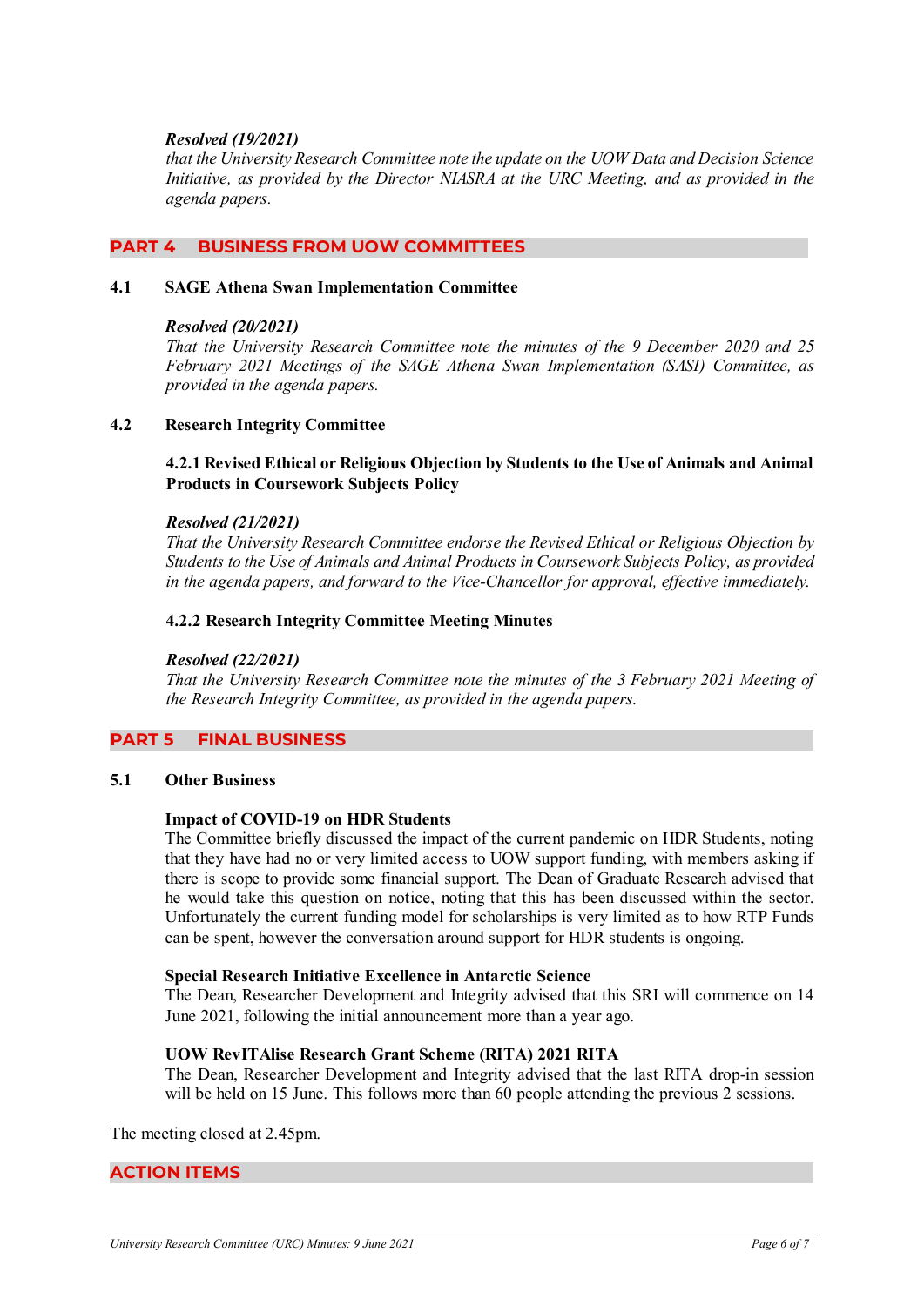*Resolved (19/2021)*
*that the University Research Committee note the update on the UOW Data and Decision Science Initiative, as provided by the Director NIASRA at the URC Meeting, and as provided in the agenda papers.*

## PART 4 BUSINESS FROM UOW COMMITTEES

### 4.1 SAGE Athena Swan Implementation Committee

*Resolved (20/2021)*
*That the University Research Committee note the minutes of the 9 December 2020 and 25 February 2021 Meetings of the SAGE Athena Swan Implementation (SASI) Committee, as provided in the agenda papers.*

### 4.2 Research Integrity Committee

**4.2.1 Revised Ethical or Religious Objection by Students to the Use of Animals and Animal Products in Coursework Subjects Policy**

*Resolved (21/2021)*
*That the University Research Committee endorse the Revised Ethical or Religious Objection by Students to the Use of Animals and Animal Products in Coursework Subjects Policy, as provided in the agenda papers, and forward to the Vice-Chancellor for approval, effective immediately.*

**4.2.2 Research Integrity Committee Meeting Minutes**

*Resolved (22/2021)*
*That the University Research Committee note the minutes of the 3 February 2021 Meeting of the Research Integrity Committee, as provided in the agenda papers.*

## PART 5 FINAL BUSINESS

### 5.1 Other Business

**Impact of COVID-19 on HDR Students**
The Committee briefly discussed the impact of the current pandemic on HDR Students, noting that they have had no or very limited access to UOW support funding, with members asking if there is scope to provide some financial support. The Dean of Graduate Research advised that he would take this question on notice, noting that this has been discussed within the sector. Unfortunately the current funding model for scholarships is very limited as to how RTP Funds can be spent, however the conversation around support for HDR students is ongoing.

**Special Research Initiative Excellence in Antarctic Science**
The Dean, Researcher Development and Integrity advised that this SRI will commence on 14 June 2021, following the initial announcement more than a year ago.

**UOW RevITAlise Research Grant Scheme (RITA) 2021 RITA**
The Dean, Researcher Development and Integrity advised that the last RITA drop-in session will be held on 15 June. This follows more than 60 people attending the previous 2 sessions.

The meeting closed at 2.45pm.

## ACTION ITEMS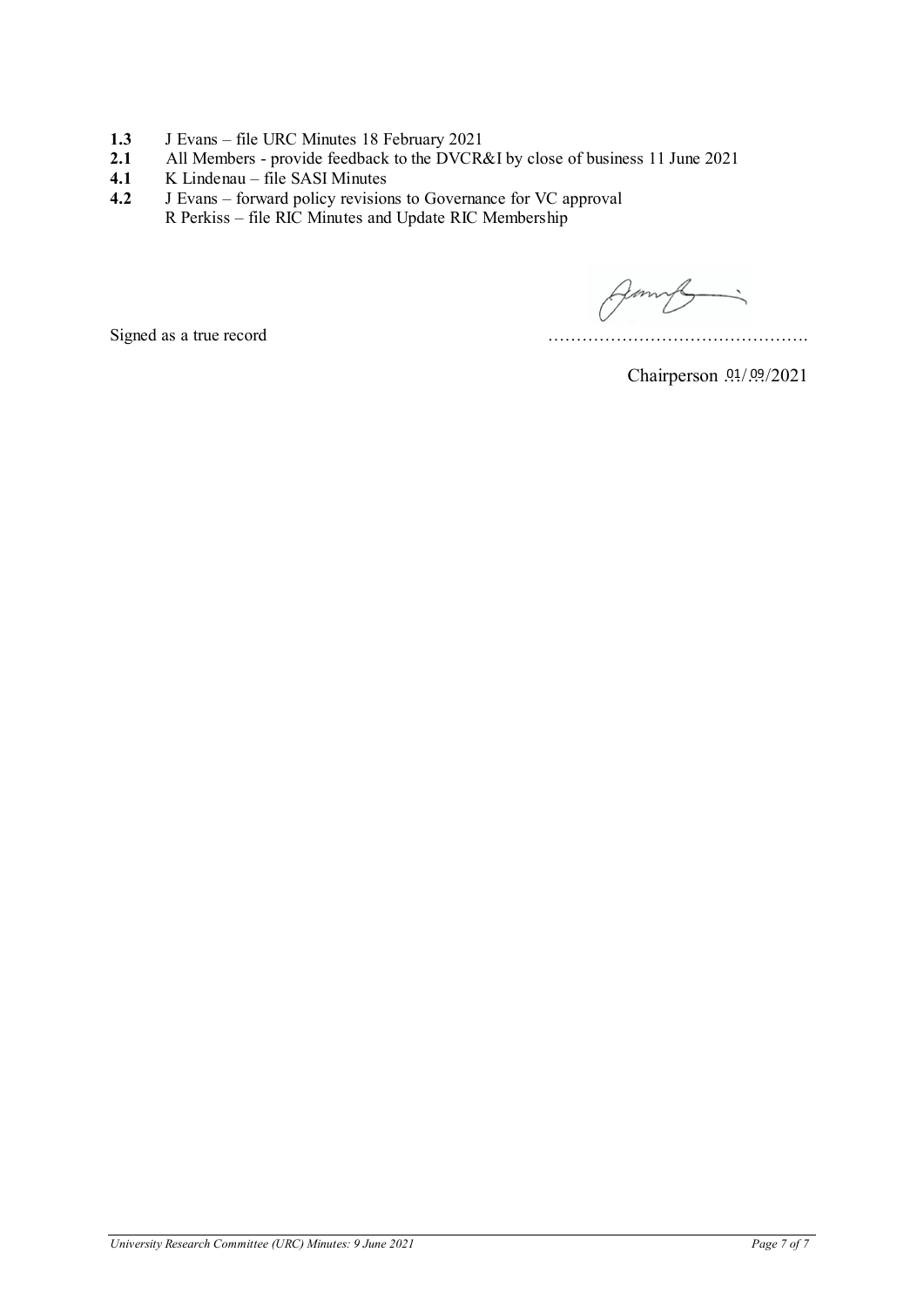**1.3** J Evans – file URC Minutes 18 February 2021

**2.1** All Members - provide feedback to the DVCR&I by close of business 11 June 2021

**4.1** K Lindenau – file SASI Minutes

**4.2** J Evans – forward policy revisions to Governance for VC approval
R Perkiss – file RIC Minutes and Update RIC Membership

Signed as a true record ……………………………………….

Chairperson 01/09/2021